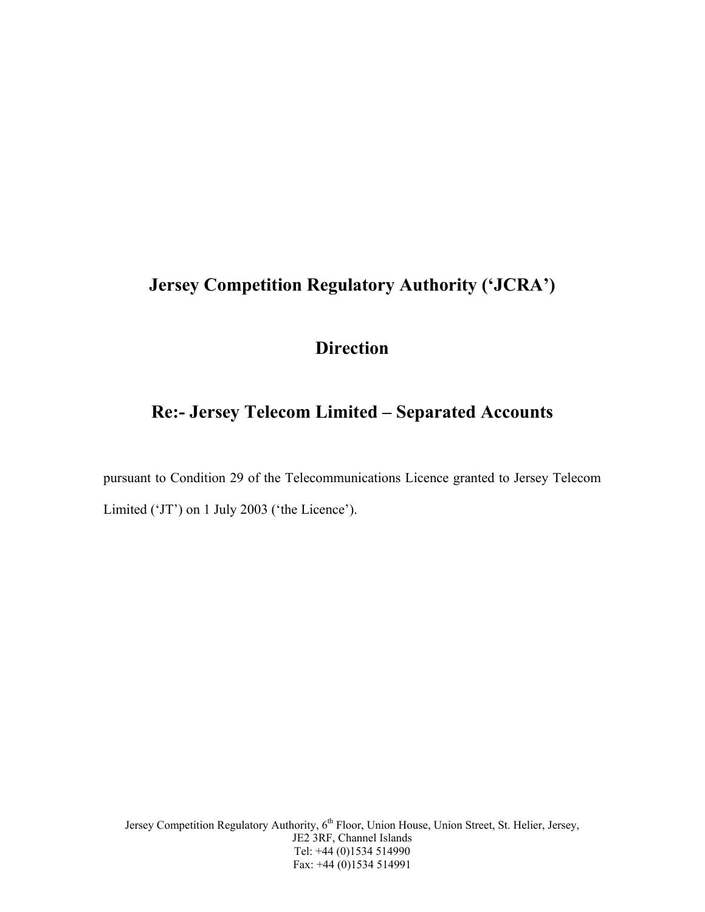# Jersey Competition Regulatory Authority ('JCRA')

## Direction

## Re:- Jersey Telecom Limited – Separated Accounts

pursuant to Condition 29 of the Telecommunications Licence granted to Jersey Telecom Limited ('JT') on 1 July 2003 ('the Licence').

Jersey Competition Regulatory Authority, 6th Floor, Union House, Union Street, St. Helier, Jersey, JE2 3RF, Channel Islands
Tel: +44 (0)1534 514990
Fax: +44 (0)1534 514991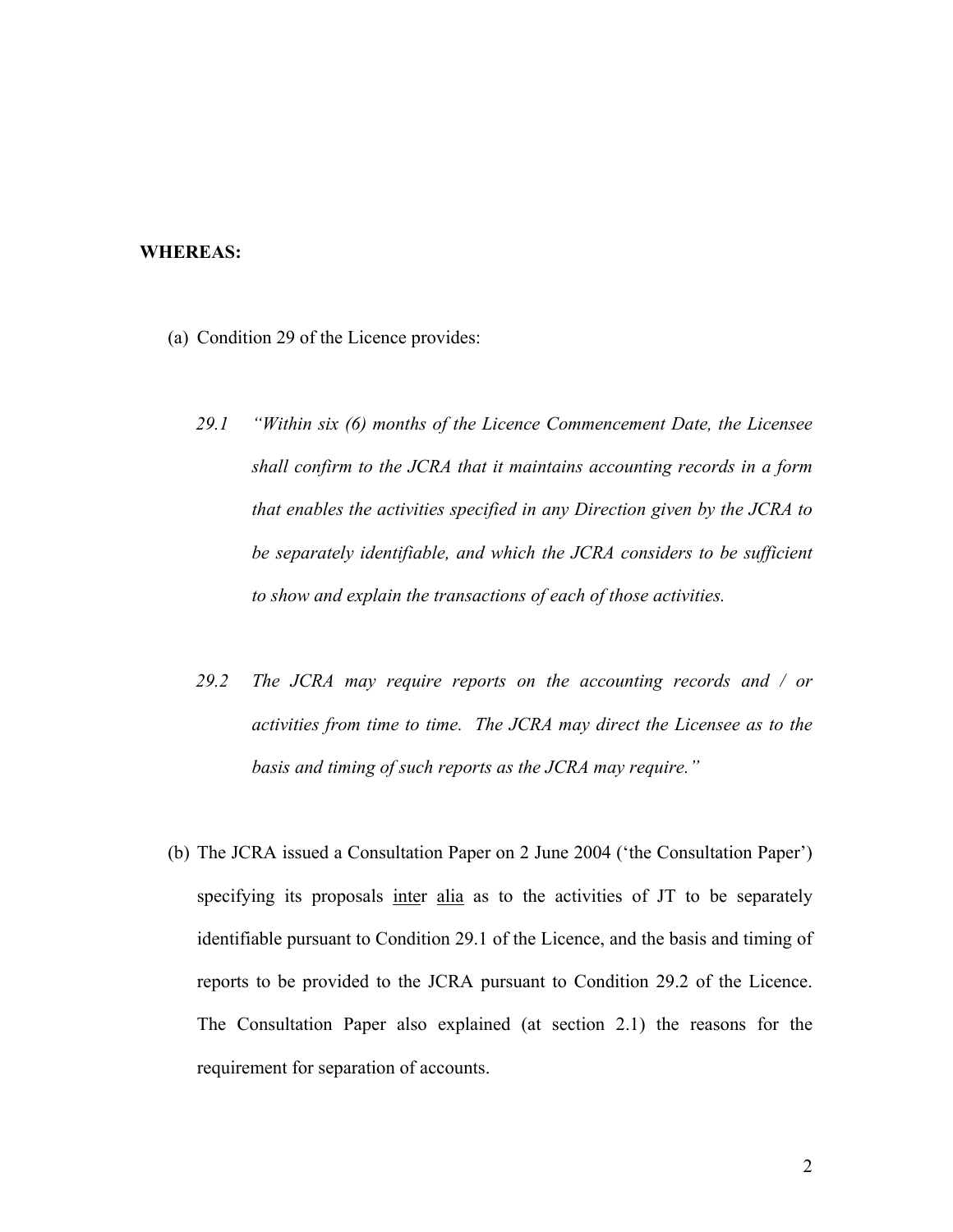**WHEREAS:**

(a) Condition 29 of the Licence provides:

> 29.1 *"Within six (6) months of the Licence Commencement Date, the Licensee shall confirm to the JCRA that it maintains accounting records in a form that enables the activities specified in any Direction given by the JCRA to be separately identifiable, and which the JCRA considers to be sufficient to show and explain the transactions of each of those activities.*
>
> 29.2 *The JCRA may require reports on the accounting records and / or activities from time to time. The JCRA may direct the Licensee as to the basis and timing of such reports as the JCRA may require."*

(b) The JCRA issued a Consultation Paper on 2 June 2004 ('the Consultation Paper') specifying its proposals inter alia as to the activities of JT to be separately identifiable pursuant to Condition 29.1 of the Licence, and the basis and timing of reports to be provided to the JCRA pursuant to Condition 29.2 of the Licence. The Consultation Paper also explained (at section 2.1) the reasons for the requirement for separation of accounts.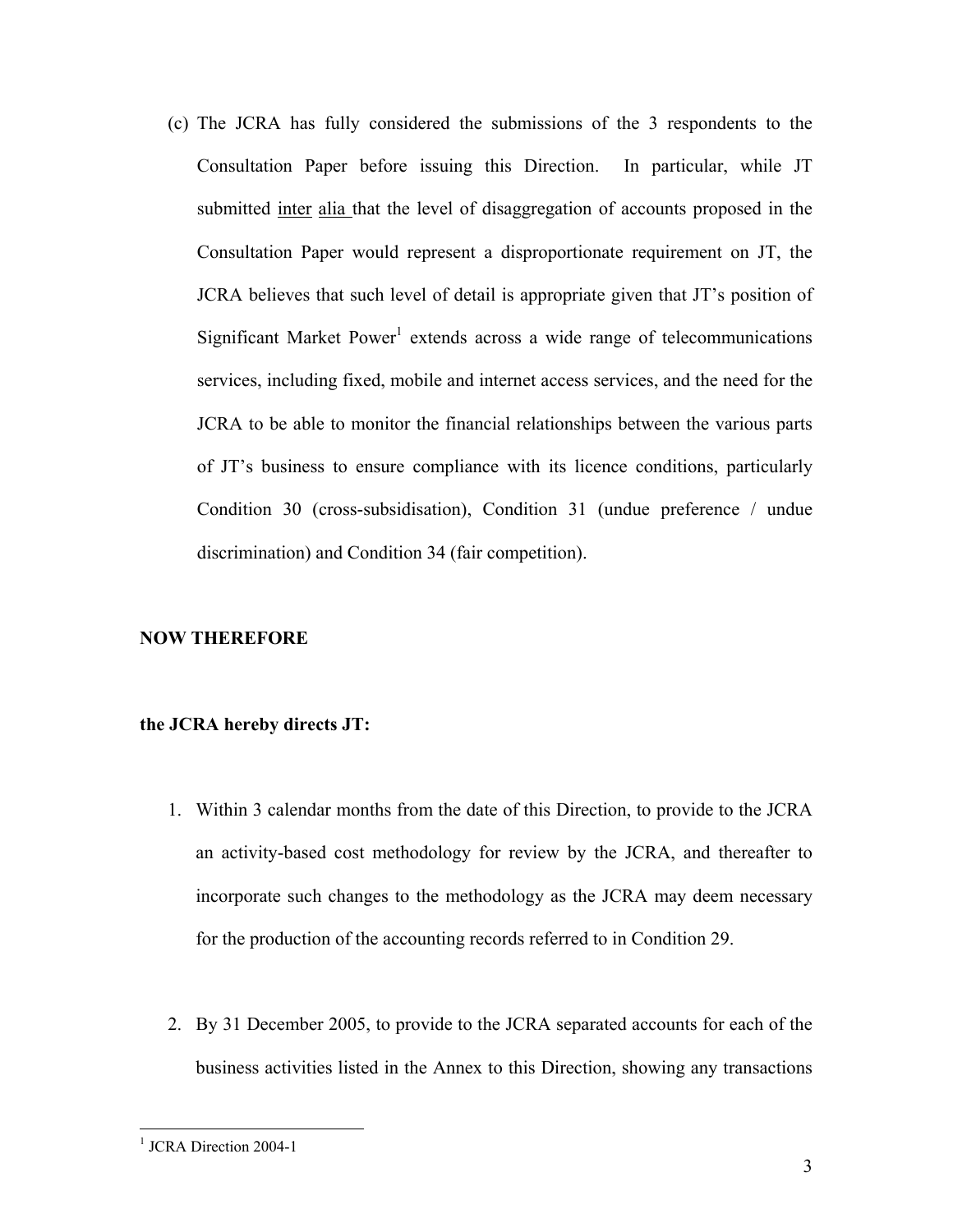(c) The JCRA has fully considered the submissions of the 3 respondents to the Consultation Paper before issuing this Direction. In particular, while JT submitted inter alia that the level of disaggregation of accounts proposed in the Consultation Paper would represent a disproportionate requirement on JT, the JCRA believes that such level of detail is appropriate given that JT's position of Significant Market Power[1] extends across a wide range of telecommunications services, including fixed, mobile and internet access services, and the need for the JCRA to be able to monitor the financial relationships between the various parts of JT's business to ensure compliance with its licence conditions, particularly Condition 30 (cross-subsidisation), Condition 31 (undue preference / undue discrimination) and Condition 34 (fair competition).

**NOW THEREFORE**

**the JCRA hereby directs JT:**

1. Within 3 calendar months from the date of this Direction, to provide to the JCRA an activity-based cost methodology for review by the JCRA, and thereafter to incorporate such changes to the methodology as the JCRA may deem necessary for the production of the accounting records referred to in Condition 29.

2. By 31 December 2005, to provide to the JCRA separated accounts for each of the business activities listed in the Annex to this Direction, showing any transactions

[1] JCRA Direction 2004-1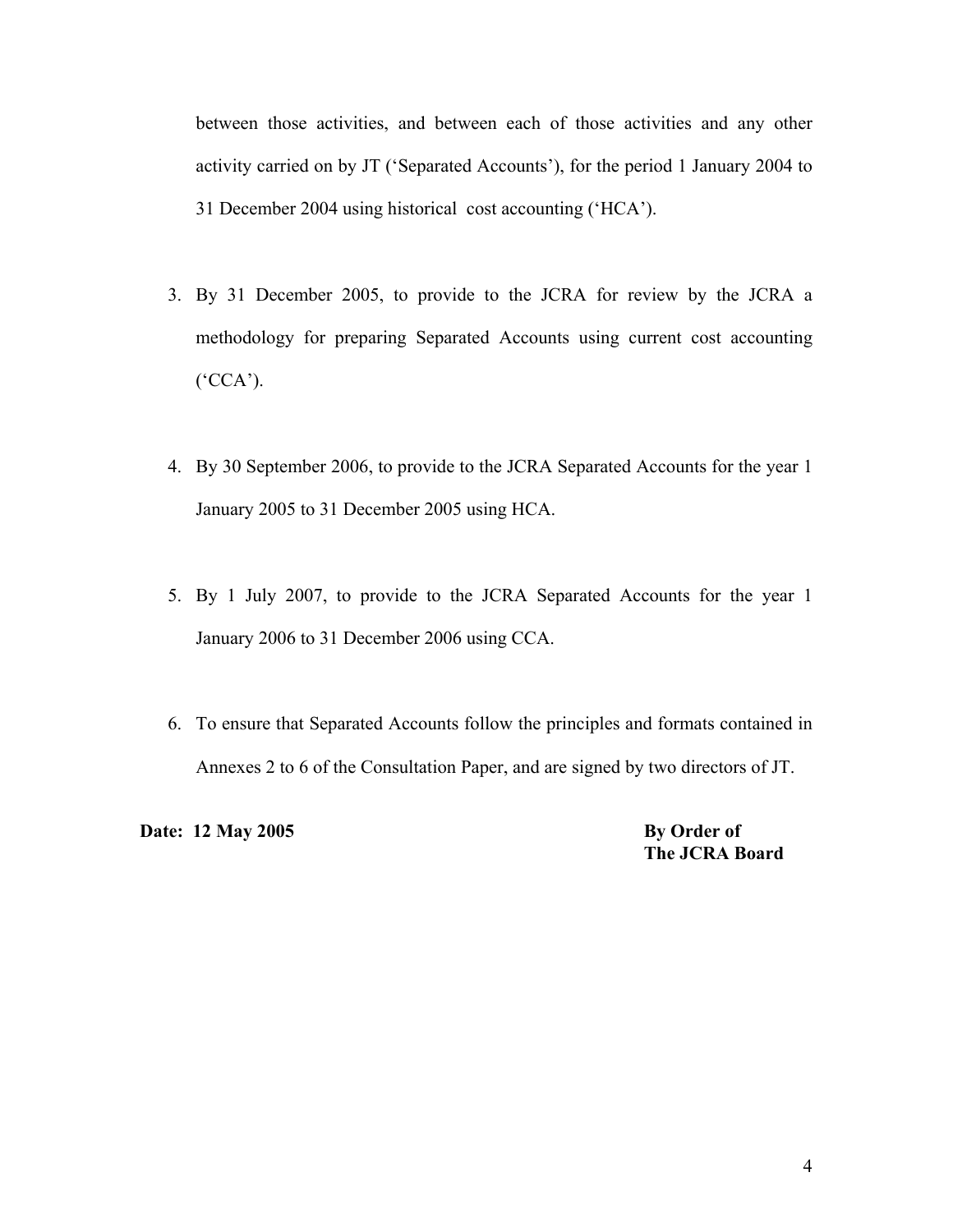between those activities, and between each of those activities and any other activity carried on by JT ('Separated Accounts'), for the period 1 January 2004 to 31 December 2004 using historical cost accounting ('HCA').

3. By 31 December 2005, to provide to the JCRA for review by the JCRA a methodology for preparing Separated Accounts using current cost accounting ('CCA').

4. By 30 September 2006, to provide to the JCRA Separated Accounts for the year 1 January 2005 to 31 December 2005 using HCA.

5. By 1 July 2007, to provide to the JCRA Separated Accounts for the year 1 January 2006 to 31 December 2006 using CCA.

6. To ensure that Separated Accounts follow the principles and formats contained in Annexes 2 to 6 of the Consultation Paper, and are signed by two directors of JT.

**Date: 12 May 2005**

**By Order of**
**The JCRA Board**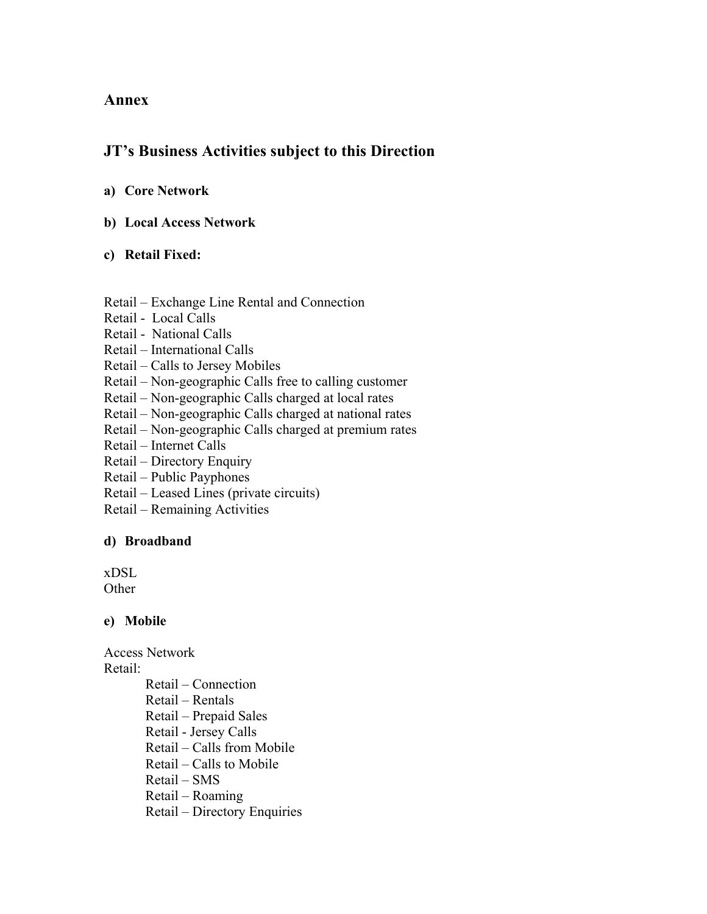## Annex

## JT's Business Activities subject to this Direction

**a) Core Network**

**b) Local Access Network**

**c) Retail Fixed:**

Retail – Exchange Line Rental and Connection
Retail - Local Calls
Retail - National Calls
Retail – International Calls
Retail – Calls to Jersey Mobiles
Retail – Non-geographic Calls free to calling customer
Retail – Non-geographic Calls charged at local rates
Retail – Non-geographic Calls charged at national rates
Retail – Non-geographic Calls charged at premium rates
Retail – Internet Calls
Retail – Directory Enquiry
Retail – Public Payphones
Retail – Leased Lines (private circuits)
Retail – Remaining Activities

**d) Broadband**

xDSL
Other

**e) Mobile**

Access Network
Retail:

- Retail – Connection
- Retail – Rentals
- Retail – Prepaid Sales
- Retail - Jersey Calls
- Retail – Calls from Mobile
- Retail – Calls to Mobile
- Retail – SMS
- Retail – Roaming
- Retail – Directory Enquiries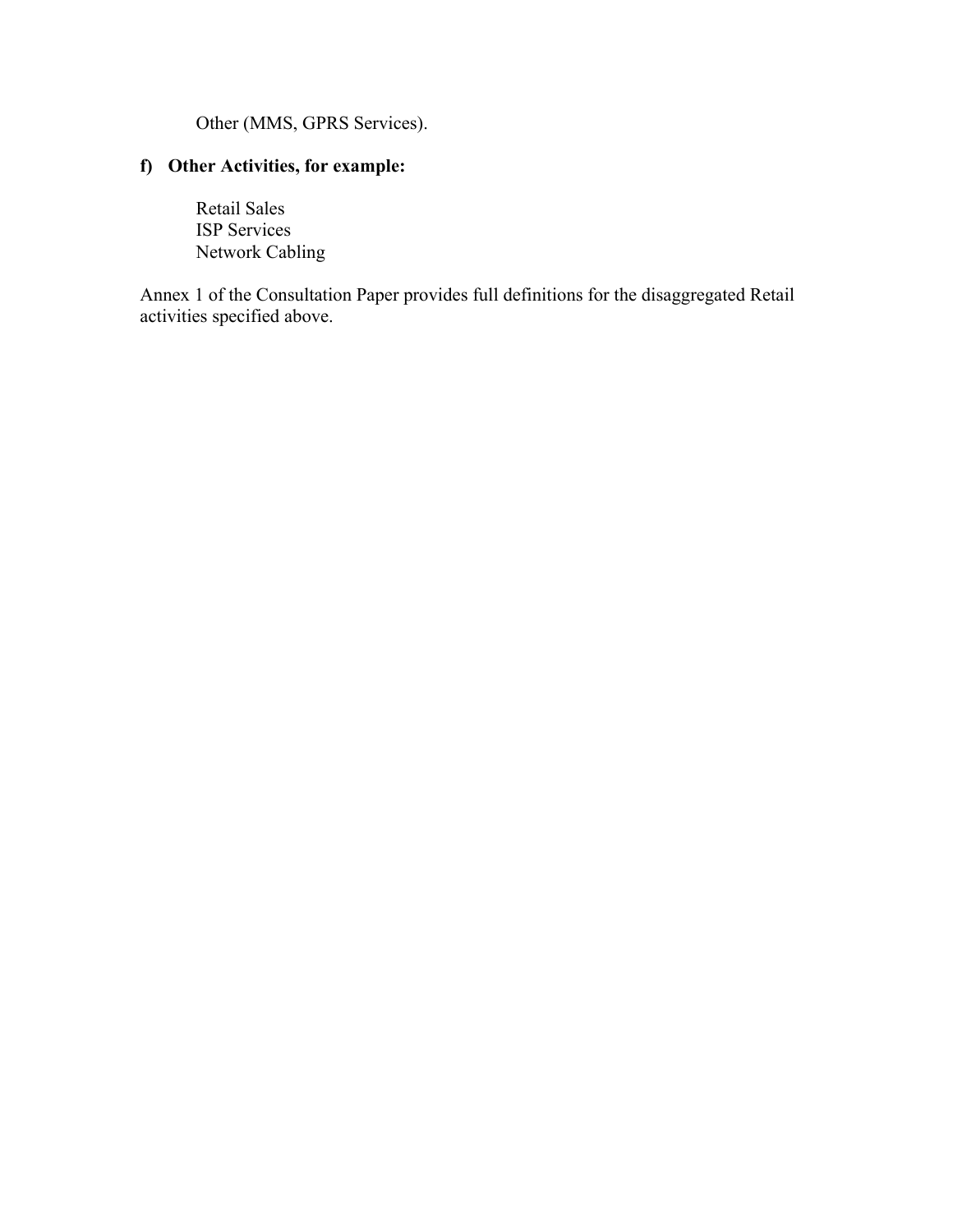Other (MMS, GPRS Services).

**f) Other Activities, for example:**

Retail Sales
ISP Services
Network Cabling

Annex 1 of the Consultation Paper provides full definitions for the disaggregated Retail activities specified above.